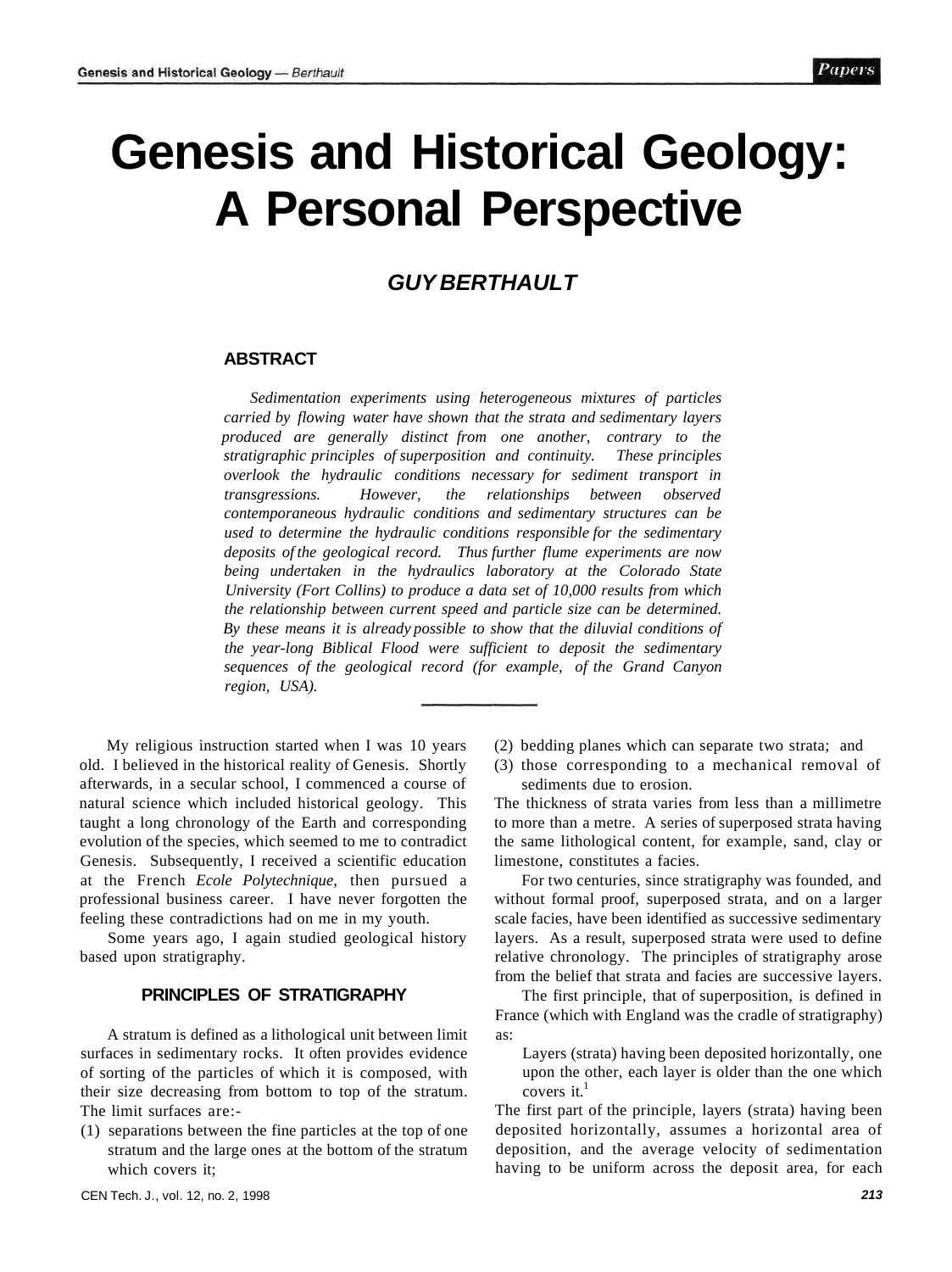# Genesis and Historical Geology: A Personal Perspective

### *GUY BERTHAULT*

## ABSTRACT

*Sedimentation experiments using heterogeneous mixtures of particles carried by flowing water have shown that the strata and sedimentary layers produced are generally distinct from one another, contrary to the stratigraphic principles of superposition and continuity. These principles overlook the hydraulic conditions necessary for sediment transport in transgressions. However, the relationships between observed contemporaneous hydraulic conditions and sedimentary structures can be used to determine the hydraulic conditions responsible for the sedimentary deposits of the geological record. Thus further flume experiments are now being undertaken in the hydraulics laboratory at the Colorado State University (Fort Collins) to produce a data set of 10,000 results from which the relationship between current speed and particle size can be determined. By these means it is already possible to show that the diluvial conditions of the year-long Biblical Flood were sufficient to deposit the sedimentary sequences of the geological record (for example, of the Grand Canyon region, USA).*

My religious instruction started when I was 10 years old. I believed in the historical reality of Genesis. Shortly afterwards, in a secular school, I commenced a course of natural science which included historical geology. This taught a long chronology of the Earth and corresponding evolution of the species, which seemed to me to contradict Genesis. Subsequently, I received a scientific education at the French *Ecole Polytechnique,* then pursued a professional business career. I have never forgotten the feeling these contradictions had on me in my youth.

Some years ago, I again studied geological history based upon stratigraphy.

### PRINCIPLES OF STRATIGRAPHY

A stratum is defined as a lithological unit between limit surfaces in sedimentary rocks. It often provides evidence of sorting of the particles of which it is composed, with their size decreasing from bottom to top of the stratum. The limit surfaces are:-

(1) separations between the fine particles at the top of one stratum and the large ones at the bottom of the stratum which covers it;
(2) bedding planes which can separate two strata; and
(3) those corresponding to a mechanical removal of sediments due to erosion.

The thickness of strata varies from less than a millimetre to more than a metre. A series of superposed strata having the same lithological content, for example, sand, clay or limestone, constitutes a facies.

For two centuries, since stratigraphy was founded, and without formal proof, superposed strata, and on a larger scale facies, have been identified as successive sedimentary layers. As a result, superposed strata were used to define relative chronology. The principles of stratigraphy arose from the belief that strata and facies are successive layers.

The first principle, that of superposition, is defined in France (which with England was the cradle of stratigraphy) as:

> Layers (strata) having been deposited horizontally, one upon the other, each layer is older than the one which covers it.[1]

The first part of the principle, layers (strata) having been deposited horizontally, assumes a horizontal area of deposition, and the average velocity of sedimentation having to be uniform across the deposit area, for each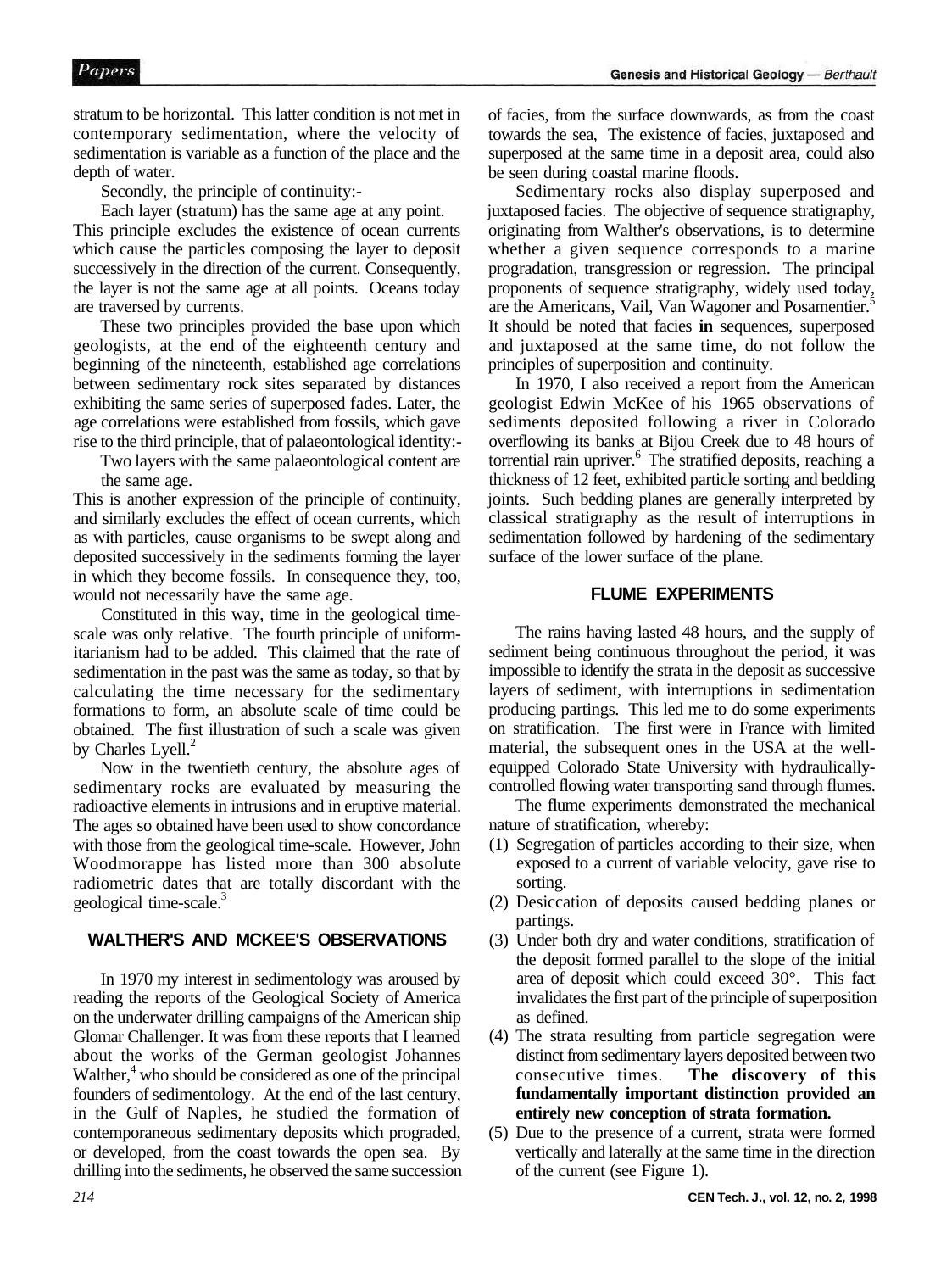stratum to be horizontal. This latter condition is not met in contemporary sedimentation, where the velocity of sedimentation is variable as a function of the place and the depth of water.

Secondly, the principle of continuity:-

Each layer (stratum) has the same age at any point.

This principle excludes the existence of ocean currents which cause the particles composing the layer to deposit successively in the direction of the current. Consequently, the layer is not the same age at all points. Oceans today are traversed by currents.

These two principles provided the base upon which geologists, at the end of the eighteenth century and beginning of the nineteenth, established age correlations between sedimentary rock sites separated by distances exhibiting the same series of superposed fades. Later, the age correlations were established from fossils, which gave rise to the third principle, that of palaeontological identity:-

Two layers with the same palaeontological content are the same age.

This is another expression of the principle of continuity, and similarly excludes the effect of ocean currents, which as with particles, cause organisms to be swept along and deposited successively in the sediments forming the layer in which they become fossils. In consequence they, too, would not necessarily have the same age.

Constituted in this way, time in the geological time-scale was only relative. The fourth principle of uniformitarianism had to be added. This claimed that the rate of sedimentation in the past was the same as today, so that by calculating the time necessary for the sedimentary formations to form, an absolute scale of time could be obtained. The first illustration of such a scale was given by Charles Lyell.[2]

Now in the twentieth century, the absolute ages of sedimentary rocks are evaluated by measuring the radioactive elements in intrusions and in eruptive material. The ages so obtained have been used to show concordance with those from the geological time-scale. However, John Woodmorappe has listed more than 300 absolute radiometric dates that are totally discordant with the geological time-scale.[3]

## WALTHER'S AND MCKEE'S OBSERVATIONS

In 1970 my interest in sedimentology was aroused by reading the reports of the Geological Society of America on the underwater drilling campaigns of the American ship Glomar Challenger. It was from these reports that I learned about the works of the German geologist Johannes Walther,[4] who should be considered as one of the principal founders of sedimentology. At the end of the last century, in the Gulf of Naples, he studied the formation of contemporaneous sedimentary deposits which prograded, or developed, from the coast towards the open sea. By drilling into the sediments, he observed the same succession of facies, from the surface downwards, as from the coast towards the sea, The existence of facies, juxtaposed and superposed at the same time in a deposit area, could also be seen during coastal marine floods.

Sedimentary rocks also display superposed and juxtaposed facies. The objective of sequence stratigraphy, originating from Walther's observations, is to determine whether a given sequence corresponds to a marine progradation, transgression or regression. The principal proponents of sequence stratigraphy, widely used today, are the Americans, Vail, Van Wagoner and Posamentier.[5] It should be noted that facies **in** sequences, superposed and juxtaposed at the same time, do not follow the principles of superposition and continuity.

In 1970, I also received a report from the American geologist Edwin McKee of his 1965 observations of sediments deposited following a river in Colorado overflowing its banks at Bijou Creek due to 48 hours of torrential rain upriver.[6] The stratified deposits, reaching a thickness of 12 feet, exhibited particle sorting and bedding joints. Such bedding planes are generally interpreted by classical stratigraphy as the result of interruptions in sedimentation followed by hardening of the sedimentary surface of the lower surface of the plane.

## FLUME EXPERIMENTS

The rains having lasted 48 hours, and the supply of sediment being continuous throughout the period, it was impossible to identify the strata in the deposit as successive layers of sediment, with interruptions in sedimentation producing partings. This led me to do some experiments on stratification. The first were in France with limited material, the subsequent ones in the USA at the well-equipped Colorado State University with hydraulically-controlled flowing water transporting sand through flumes.

The flume experiments demonstrated the mechanical nature of stratification, whereby:

(1) Segregation of particles according to their size, when exposed to a current of variable velocity, gave rise to sorting.
(2) Desiccation of deposits caused bedding planes or partings.
(3) Under both dry and water conditions, stratification of the deposit formed parallel to the slope of the initial area of deposit which could exceed 30°. This fact invalidates the first part of the principle of superposition as defined.
(4) The strata resulting from particle segregation were distinct from sedimentary layers deposited between two consecutive times. **The discovery of this fundamentally important distinction provided an entirely new conception of strata formation.**
(5) Due to the presence of a current, strata were formed vertically and laterally at the same time in the direction of the current (see Figure 1).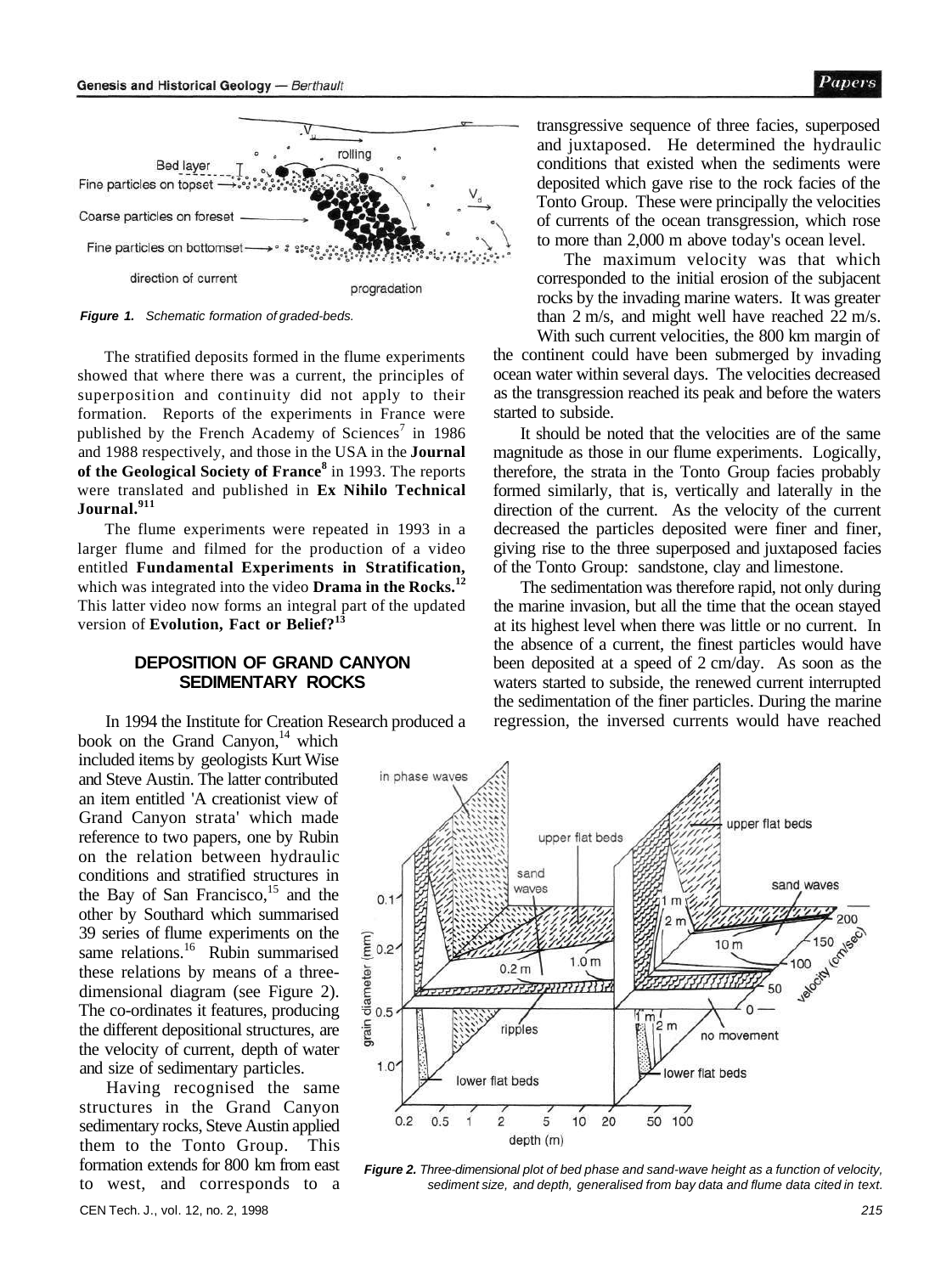*Figure 1. Schematic formation of graded-beds.*

The stratified deposits formed in the flume experiments showed that where there was a current, the principles of superposition and continuity did not apply to their formation. Reports of the experiments in France were published by the French Academy of Sciences[7] in 1986 and 1988 respectively, and those in the USA in the **Journal of the Geological Society of France**[8] in 1993. The reports were translated and published in **Ex Nihilo Technical Journal.**[9,11]

The flume experiments were repeated in 1993 in a larger flume and filmed for the production of a video entitled **Fundamental Experiments in Stratification,** which was integrated into the video **Drama in the Rocks.**[12] This latter video now forms an integral part of the updated version of **Evolution, Fact or Belief?**[13]

## DEPOSITION OF GRAND CANYON SEDIMENTARY ROCKS

In 1994 the Institute for Creation Research produced a book on the Grand Canyon,[14] which included items by geologists Kurt Wise and Steve Austin. The latter contributed an item entitled 'A creationist view of Grand Canyon strata' which made reference to two papers, one by Rubin on the relation between hydraulic conditions and stratified structures in the Bay of San Francisco,[15] and the other by Southard which summarised 39 series of flume experiments on the same relations.[16] Rubin summarised these relations by means of a three-dimensional diagram (see Figure 2). The co-ordinates it features, producing the different depositional structures, are the velocity of current, depth of water and size of sedimentary particles.

Having recognised the same structures in the Grand Canyon sedimentary rocks, Steve Austin applied them to the Tonto Group. This formation extends for 800 km from east to west, and corresponds to a transgressive sequence of three facies, superposed and juxtaposed. He determined the hydraulic conditions that existed when the sediments were deposited which gave rise to the rock facies of the Tonto Group. These were principally the velocities of currents of the ocean transgression, which rose to more than 2,000 m above today's ocean level.

The maximum velocity was that which corresponded to the initial erosion of the subjacent rocks by the invading marine waters. It was greater than 2 m/s, and might well have reached 22 m/s. With such current velocities, the 800 km margin of the continent could have been submerged by invading ocean water within several days. The velocities decreased as the transgression reached its peak and before the waters started to subside.

It should be noted that the velocities are of the same magnitude as those in our flume experiments. Logically, therefore, the strata in the Tonto Group facies probably formed similarly, that is, vertically and laterally in the direction of the current. As the velocity of the current decreased the particles deposited were finer and finer, giving rise to the three superposed and juxtaposed facies of the Tonto Group: sandstone, clay and limestone.

The sedimentation was therefore rapid, not only during the marine invasion, but all the time that the ocean stayed at its highest level when there was little or no current. In the absence of a current, the finest particles would have been deposited at a speed of 2 cm/day. As soon as the waters started to subside, the renewed current interrupted the sedimentation of the finer particles. During the marine regression, the inversed currents would have reached

*Figure 2. Three-dimensional plot of bed phase and sand-wave height as a function of velocity, sediment size, and depth, generalised from bay data and flume data cited in text.*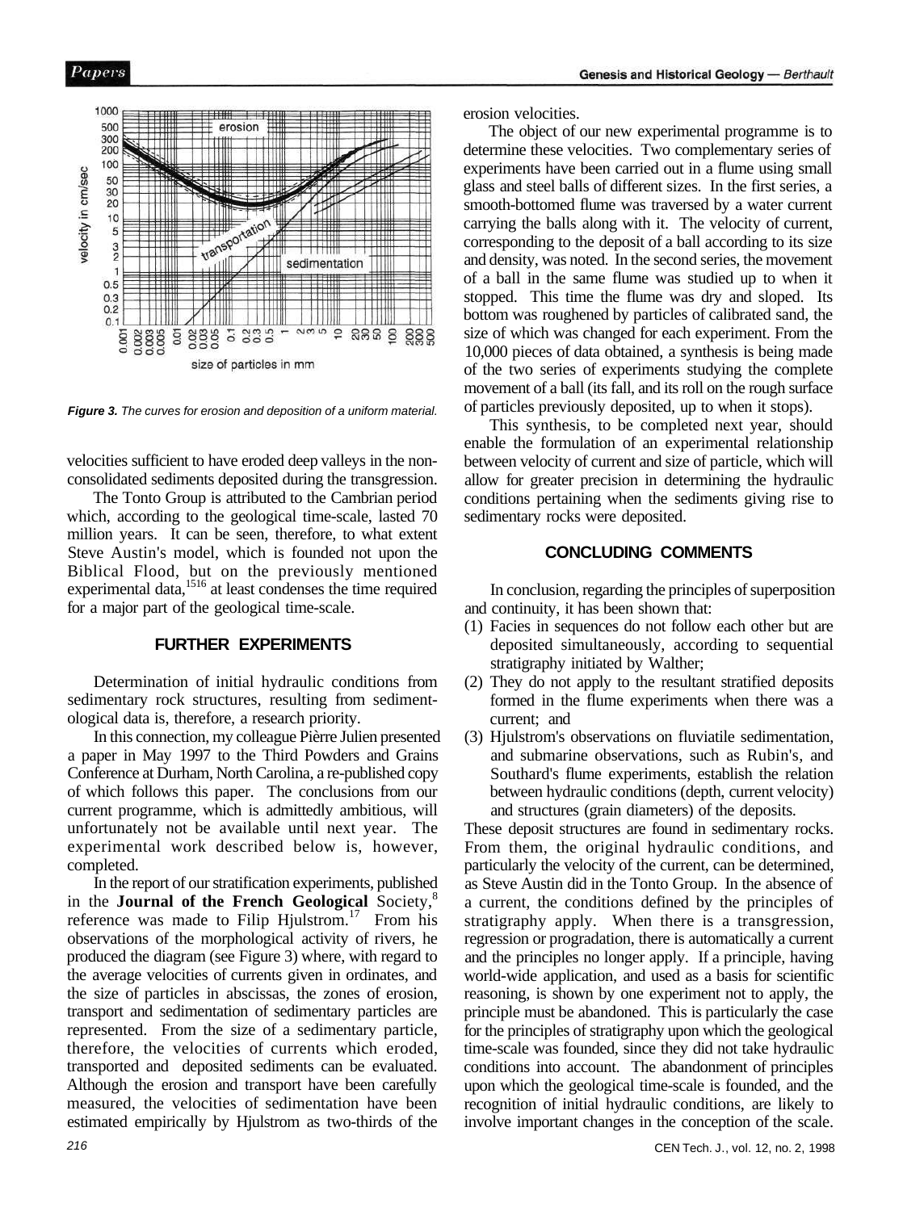Figure 3. The curves for erosion and deposition of a uniform material.

velocities sufficient to have eroded deep valleys in the non-consolidated sediments deposited during the transgression.

The Tonto Group is attributed to the Cambrian period which, according to the geological time-scale, lasted 70 million years. It can be seen, therefore, to what extent Steve Austin's model, which is founded not upon the Biblical Flood, but on the previously mentioned experimental data,[15,16] at least condenses the time required for a major part of the geological time-scale.

## FURTHER EXPERIMENTS

Determination of initial hydraulic conditions from sedimentary rock structures, resulting from sedimentological data is, therefore, a research priority.

In this connection, my colleague Pièrre Julien presented a paper in May 1997 to the Third Powders and Grains Conference at Durham, North Carolina, a re-published copy of which follows this paper. The conclusions from our current programme, which is admittedly ambitious, will unfortunately not be available until next year. The experimental work described below is, however, completed.

In the report of our stratification experiments, published in the **Journal of the French Geological** Society,[8] reference was made to Filip Hjulstrom.[17] From his observations of the morphological activity of rivers, he produced the diagram (see Figure 3) where, with regard to the average velocities of currents given in ordinates, and the size of particles in abscissas, the zones of erosion, transport and sedimentation of sedimentary particles are represented. From the size of a sedimentary particle, therefore, the velocities of currents which eroded, transported and deposited sediments can be evaluated. Although the erosion and transport have been carefully measured, the velocities of sedimentation have been estimated empirically by Hjulstrom as two-thirds of the erosion velocities.

The object of our new experimental programme is to determine these velocities. Two complementary series of experiments have been carried out in a flume using small glass and steel balls of different sizes. In the first series, a smooth-bottomed flume was traversed by a water current carrying the balls along with it. The velocity of current, corresponding to the deposit of a ball according to its size and density, was noted. In the second series, the movement of a ball in the same flume was studied up to when it stopped. This time the flume was dry and sloped. Its bottom was roughened by particles of calibrated sand, the size of which was changed for each experiment. From the 10,000 pieces of data obtained, a synthesis is being made of the two series of experiments studying the complete movement of a ball (its fall, and its roll on the rough surface of particles previously deposited, up to when it stops).

This synthesis, to be completed next year, should enable the formulation of an experimental relationship between velocity of current and size of particle, which will allow for greater precision in determining the hydraulic conditions pertaining when the sediments giving rise to sedimentary rocks were deposited.

## CONCLUDING COMMENTS

In conclusion, regarding the principles of superposition and continuity, it has been shown that:

1. Facies in sequences do not follow each other but are deposited simultaneously, according to sequential stratigraphy initiated by Walther;
2. They do not apply to the resultant stratified deposits formed in the flume experiments when there was a current; and
3. Hjulstrom's observations on fluviatile sedimentation, and submarine observations, such as Rubin's, and Southard's flume experiments, establish the relation between hydraulic conditions (depth, current velocity) and structures (grain diameters) of the deposits.

These deposit structures are found in sedimentary rocks. From them, the original hydraulic conditions, and particularly the velocity of the current, can be determined, as Steve Austin did in the Tonto Group. In the absence of a current, the conditions defined by the principles of stratigraphy apply. When there is a transgression, regression or progradation, there is automatically a current and the principles no longer apply. If a principle, having world-wide application, and used as a basis for scientific reasoning, is shown by one experiment not to apply, the principle must be abandoned. This is particularly the case for the principles of stratigraphy upon which the geological time-scale was founded, since they did not take hydraulic conditions into account. The abandonment of principles upon which the geological time-scale is founded, and the recognition of initial hydraulic conditions, are likely to involve important changes in the conception of the scale.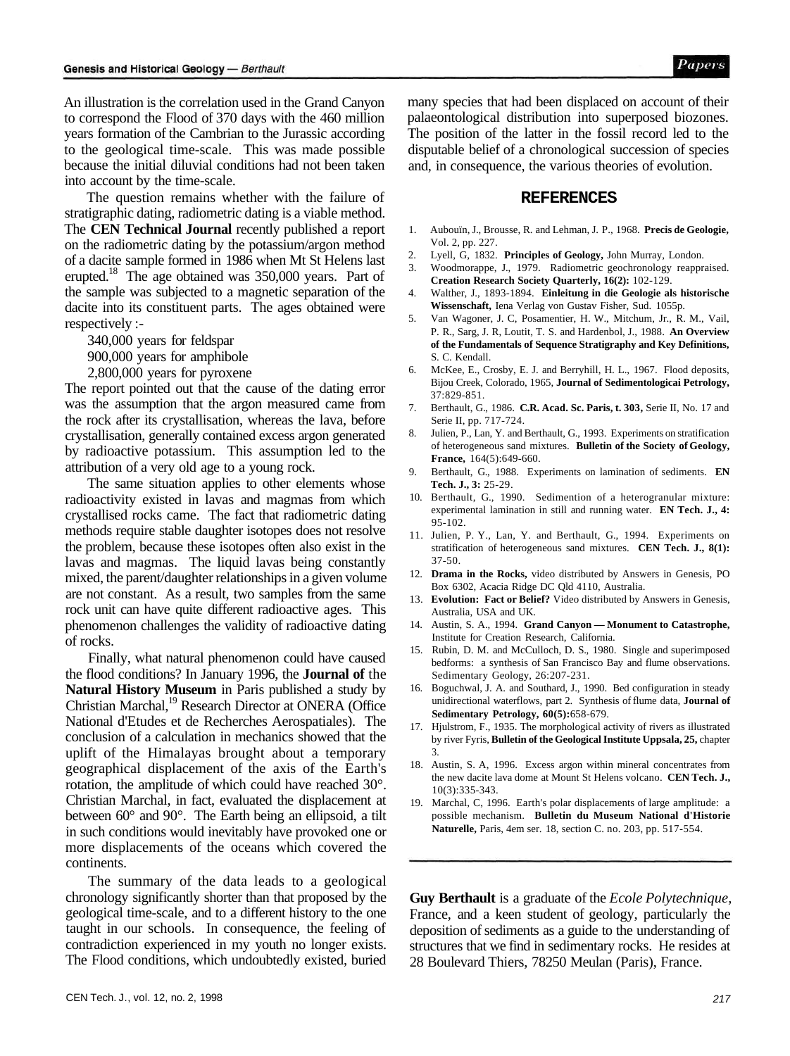An illustration is the correlation used in the Grand Canyon to correspond the Flood of 370 days with the 460 million years formation of the Cambrian to the Jurassic according to the geological time-scale. This was made possible because the initial diluvial conditions had not been taken into account by the time-scale.

The question remains whether with the failure of stratigraphic dating, radiometric dating is a viable method. The **CEN Technical Journal** recently published a report on the radiometric dating by the potassium/argon method of a dacite sample formed in 1986 when Mt St Helens last erupted.[18] The age obtained was 350,000 years. Part of the sample was subjected to a magnetic separation of the dacite into its constituent parts. The ages obtained were respectively :-

340,000 years for feldspar
900,000 years for amphibole
2,800,000 years for pyroxene

The report pointed out that the cause of the dating error was the assumption that the argon measured came from the rock after its crystallisation, whereas the lava, before crystallisation, generally contained excess argon generated by radioactive potassium. This assumption led to the attribution of a very old age to a young rock.

The same situation applies to other elements whose radioactivity existed in lavas and magmas from which crystallised rocks came. The fact that radiometric dating methods require stable daughter isotopes does not resolve the problem, because these isotopes often also exist in the lavas and magmas. The liquid lavas being constantly mixed, the parent/daughter relationships in a given volume are not constant. As a result, two samples from the same rock unit can have quite different radioactive ages. This phenomenon challenges the validity of radioactive dating of rocks.

Finally, what natural phenomenon could have caused the flood conditions? In January 1996, the **Journal of** the **Natural History Museum** in Paris published a study by Christian Marchal,[19] Research Director at ONERA (Office National d'Etudes et de Recherches Aerospatiales). The conclusion of a calculation in mechanics showed that the uplift of the Himalayas brought about a temporary geographical displacement of the axis of the Earth's rotation, the amplitude of which could have reached 30°. Christian Marchal, in fact, evaluated the displacement at between 60° and 90°. The Earth being an ellipsoid, a tilt in such conditions would inevitably have provoked one or more displacements of the oceans which covered the continents.

The summary of the data leads to a geological chronology significantly shorter than that proposed by the geological time-scale, and to a different history to the one taught in our schools. In consequence, the feeling of contradiction experienced in my youth no longer exists. The Flood conditions, which undoubtedly existed, buried many species that had been displaced on account of their palaeontological distribution into superposed biozones. The position of the latter in the fossil record led to the disputable belief of a chronological succession of species and, in consequence, the various theories of evolution.

## REFERENCES

1. Aubouïn, J., Brousse, R. and Lehman, J. P., 1968. **Precis de Geologie,** Vol. 2, pp. 227.
2. Lyell, G, 1832. **Principles of Geology,** John Murray, London.
3. Woodmorappe, J., 1979. Radiometric geochronology reappraised. **Creation Research Society Quarterly, 16(2):** 102-129.
4. Walther, J., 1893-1894. **Einleitung in die Geologie als historische Wissenschaft,** Iena Verlag von Gustav Fisher, Sud. 1055p.
5. Van Wagoner, J. C, Posamentier, H. W., Mitchum, Jr., R. M., Vail, P. R., Sarg, J. R, Loutit, T. S. and Hardenbol, J., 1988. **An Overview of the Fundamentals of Sequence Stratigraphy and Key Definitions,** S. C. Kendall.
6. McKee, E., Crosby, E. J. and Berryhill, H. L., 1967. Flood deposits, Bijou Creek, Colorado, 1965, **Journal of Sedimentologicai Petrology,** 37:829-851.
7. Berthault, G., 1986. **C.R. Acad. Sc. Paris, t. 303,** Serie II, No. 17 and Serie II, pp. 717-724.
8. Julien, P., Lan, Y. and Berthault, G., 1993. Experiments on stratification of heterogeneous sand mixtures. **Bulletin of the Society of Geology, France,** 164(5):649-660.
9. Berthault, G., 1988. Experiments on lamination of sediments. **EN Tech. J., 3:** 25-29.
10. Berthault, G., 1990. Sedimention of a heterogranular mixture: experimental lamination in still and running water. **EN Tech. J., 4:** 95-102.
11. Julien, P. Y., Lan, Y. and Berthault, G., 1994. Experiments on stratification of heterogeneous sand mixtures. **CEN Tech. J., 8(1):** 37-50.
12. **Drama in the Rocks,** video distributed by Answers in Genesis, PO Box 6302, Acacia Ridge DC Qld 4110, Australia.
13. **Evolution: Fact or Belief?** Video distributed by Answers in Genesis, Australia, USA and UK.
14. Austin, S. A., 1994. **Grand Canyon — Monument to Catastrophe,** Institute for Creation Research, California.
15. Rubin, D. M. and McCulloch, D. S., 1980. Single and superimposed bedforms: a synthesis of San Francisco Bay and flume observations. Sedimentary Geology, 26:207-231.
16. Boguchwal, J. A. and Southard, J., 1990. Bed configuration in steady unidirectional waterflows, part 2. Synthesis of flume data, **Journal of Sedimentary Petrology, 60(5):**658-679.
17. Hjulstrom, F., 1935. The morphological activity of rivers as illustrated by river Fyris, **Bulletin of the Geological Institute Uppsala, 25,** chapter 3.
18. Austin, S. A, 1996. Excess argon within mineral concentrates from the new dacite lava dome at Mount St Helens volcano. **CEN Tech. J.,** 10(3):335-343.
19. Marchal, C, 1996. Earth's polar displacements of large amplitude: a possible mechanism. **Bulletin du Museum National d'Historie Naturelle,** Paris, 4em ser. 18, section C. no. 203, pp. 517-554.

---

**Guy Berthault** is a graduate of the *Ecole Polytechnique,* France, and a keen student of geology, particularly the deposition of sediments as a guide to the understanding of structures that we find in sedimentary rocks. He resides at 28 Boulevard Thiers, 78250 Meulan (Paris), France.